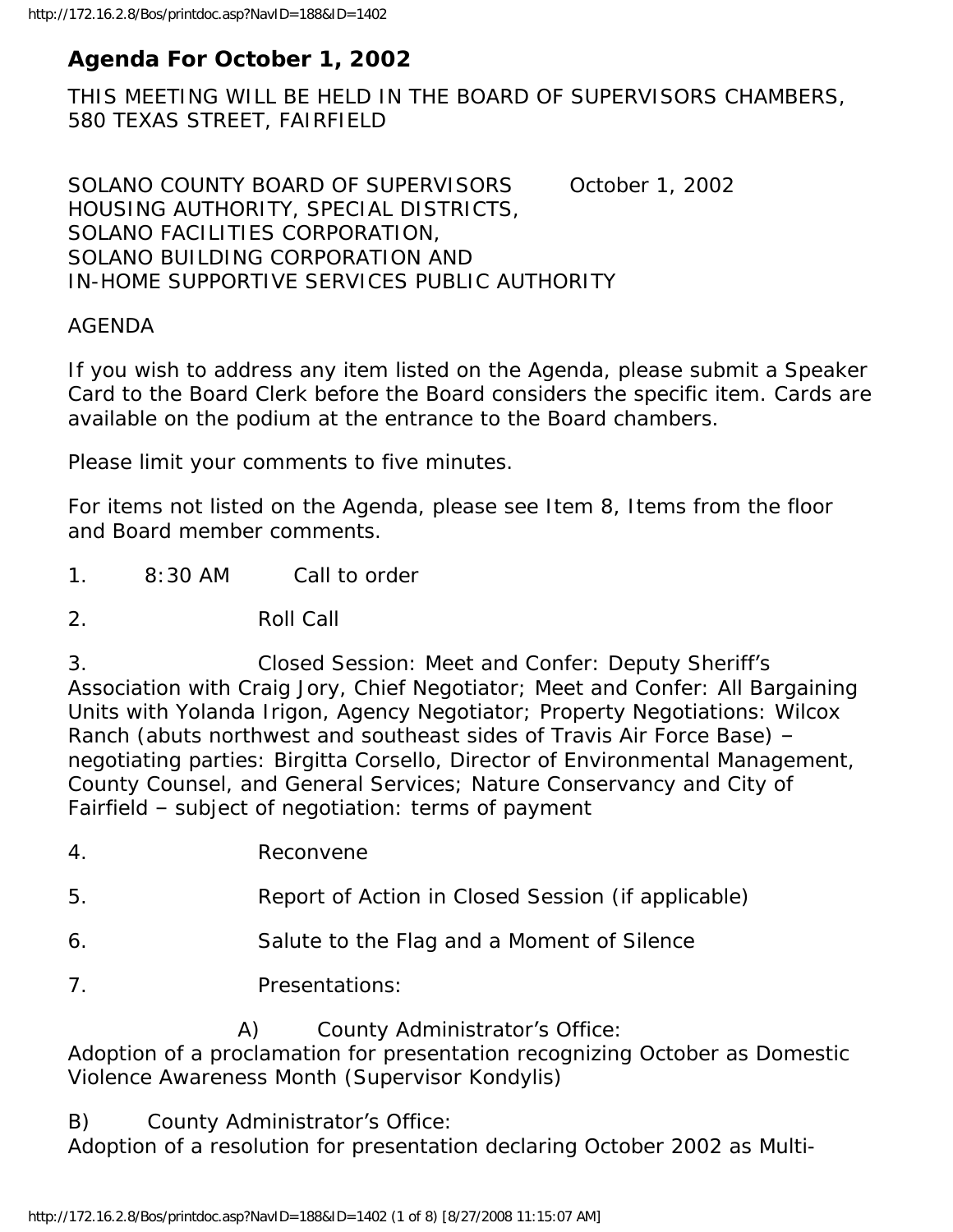# Agenda For October 1, 2002

THIS MEETING WILL BE HELD IN THE BOARD OF SUPERVISORS CHAMBERS, 580 TEXAS STREET, FAIRFIELD

SOLANO COUNTY BOARD OF SUPERVISORS October 1, 2002
HOUSING AUTHORITY, SPECIAL DISTRICTS,
SOLANO FACILITIES CORPORATION,
SOLANO BUILDING CORPORATION AND
IN-HOME SUPPORTIVE SERVICES PUBLIC AUTHORITY

AGENDA

If you wish to address any item listed on the Agenda, please submit a Speaker Card to the Board Clerk before the Board considers the specific item. Cards are available on the podium at the entrance to the Board chambers.

Please limit your comments to five minutes.

For items not listed on the Agenda, please see Item 8, Items from the floor and Board member comments.

1. 8:30 AM Call to order

2. Roll Call

3. Closed Session: Meet and Confer: Deputy Sheriff's Association with Craig Jory, Chief Negotiator; Meet and Confer: All Bargaining Units with Yolanda Irigon, Agency Negotiator; Property Negotiations: Wilcox Ranch (abuts northwest and southeast sides of Travis Air Force Base) – negotiating parties: Birgitta Corsello, Director of Environmental Management, County Counsel, and General Services; Nature Conservancy and City of Fairfield – subject of negotiation: terms of payment

4. Reconvene

5. Report of Action in Closed Session (if applicable)

6. Salute to the Flag and a Moment of Silence

7. Presentations:

A) County Administrator's Office:
Adoption of a proclamation for presentation recognizing October as Domestic Violence Awareness Month (Supervisor Kondylis)

B) County Administrator's Office:
Adoption of a resolution for presentation declaring October 2002 as Multi-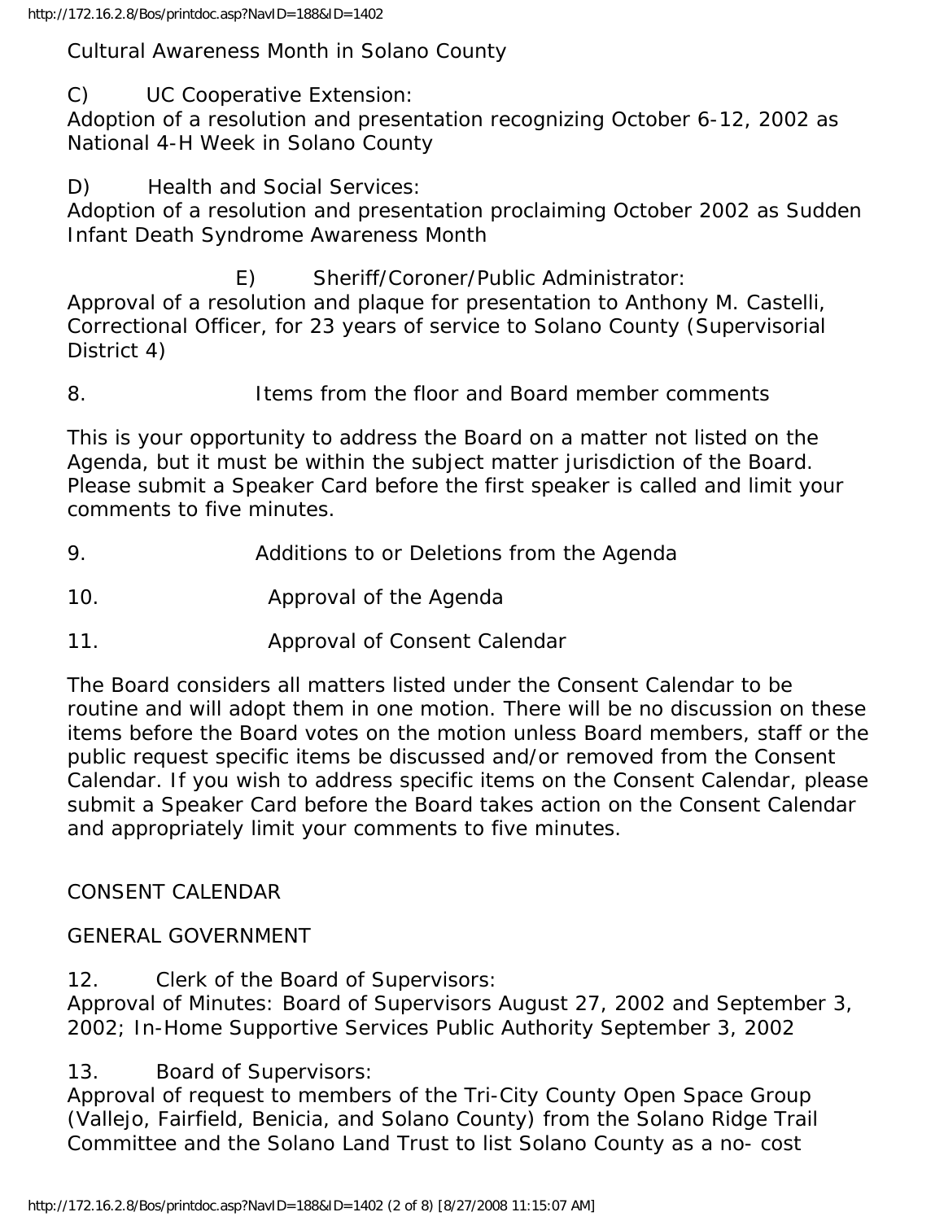Cultural Awareness Month in Solano County

C) UC Cooperative Extension:
Adoption of a resolution and presentation recognizing October 6-12, 2002 as National 4-H Week in Solano County

D) Health and Social Services:
Adoption of a resolution and presentation proclaiming October 2002 as Sudden Infant Death Syndrome Awareness Month

E) Sheriff/Coroner/Public Administrator:
Approval of a resolution and plaque for presentation to Anthony M. Castelli, Correctional Officer, for 23 years of service to Solano County (Supervisorial District 4)

8. Items from the floor and Board member comments

This is your opportunity to address the Board on a matter not listed on the Agenda, but it must be within the subject matter jurisdiction of the Board. Please submit a Speaker Card before the first speaker is called and limit your comments to five minutes.

9. Additions to or Deletions from the Agenda

10. Approval of the Agenda

11. Approval of Consent Calendar

The Board considers all matters listed under the Consent Calendar to be routine and will adopt them in one motion. There will be no discussion on these items before the Board votes on the motion unless Board members, staff or the public request specific items be discussed and/or removed from the Consent Calendar. If you wish to address specific items on the Consent Calendar, please submit a Speaker Card before the Board takes action on the Consent Calendar and appropriately limit your comments to five minutes.

CONSENT CALENDAR

GENERAL GOVERNMENT

12. Clerk of the Board of Supervisors:
Approval of Minutes: Board of Supervisors August 27, 2002 and September 3, 2002; In-Home Supportive Services Public Authority September 3, 2002

13. Board of Supervisors:
Approval of request to members of the Tri-City County Open Space Group (Vallejo, Fairfield, Benicia, and Solano County) from the Solano Ridge Trail Committee and the Solano Land Trust to list Solano County as a no- cost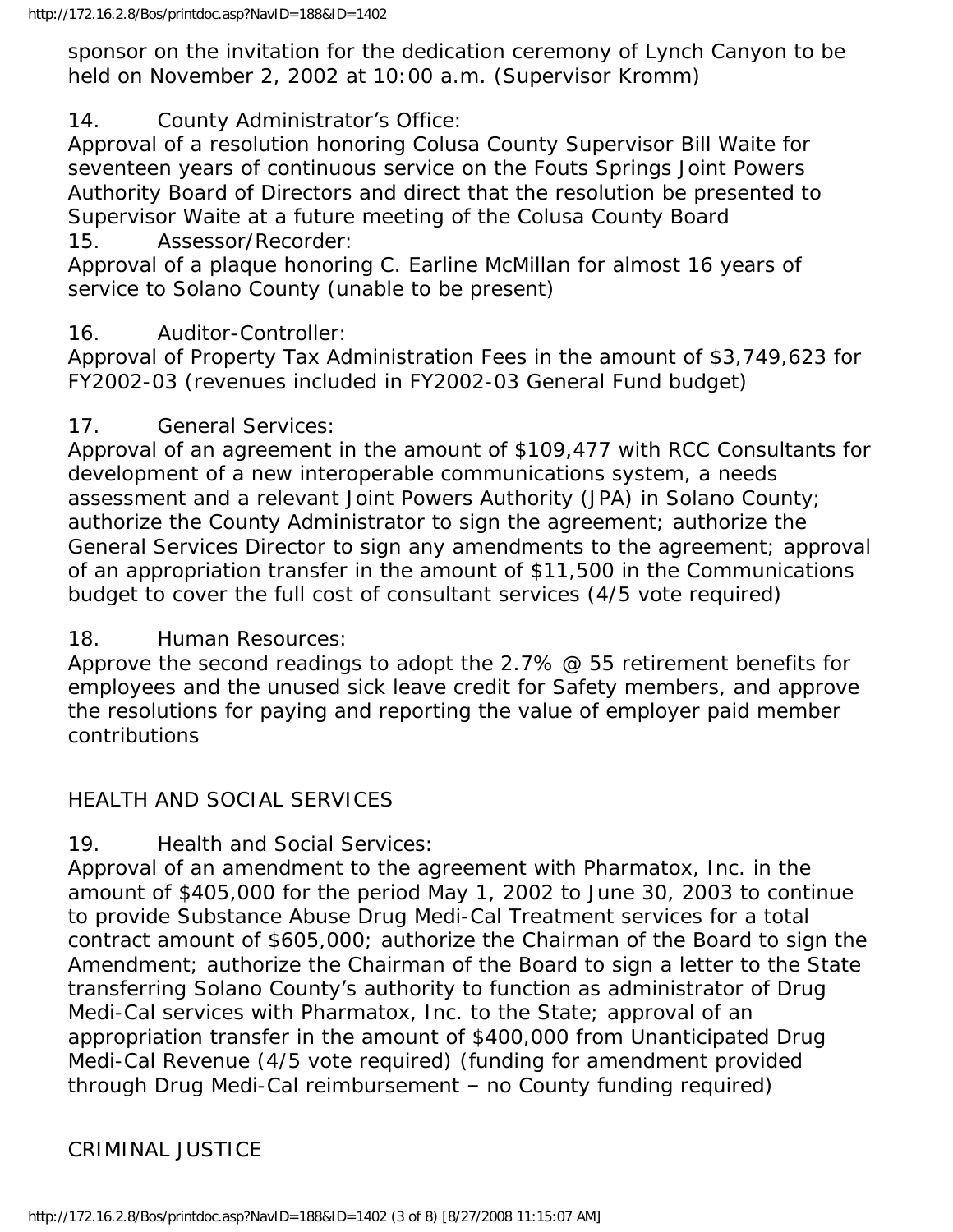sponsor on the invitation for the dedication ceremony of Lynch Canyon to be held on November 2, 2002 at 10:00 a.m. (Supervisor Kromm)

14. County Administrator's Office:
Approval of a resolution honoring Colusa County Supervisor Bill Waite for seventeen years of continuous service on the Fouts Springs Joint Powers Authority Board of Directors and direct that the resolution be presented to Supervisor Waite at a future meeting of the Colusa County Board

15. Assessor/Recorder:
Approval of a plaque honoring C. Earline McMillan for almost 16 years of service to Solano County (unable to be present)

16. Auditor-Controller:
Approval of Property Tax Administration Fees in the amount of $3,749,623 for FY2002-03 (revenues included in FY2002-03 General Fund budget)

17. General Services:
Approval of an agreement in the amount of $109,477 with RCC Consultants for development of a new interoperable communications system, a needs assessment and a relevant Joint Powers Authority (JPA) in Solano County; authorize the County Administrator to sign the agreement; authorize the General Services Director to sign any amendments to the agreement; approval of an appropriation transfer in the amount of $11,500 in the Communications budget to cover the full cost of consultant services (4/5 vote required)

18. Human Resources:
Approve the second readings to adopt the 2.7% @ 55 retirement benefits for employees and the unused sick leave credit for Safety members, and approve the resolutions for paying and reporting the value of employer paid member contributions

HEALTH AND SOCIAL SERVICES

19. Health and Social Services:
Approval of an amendment to the agreement with Pharmatox, Inc. in the amount of $405,000 for the period May 1, 2002 to June 30, 2003 to continue to provide Substance Abuse Drug Medi-Cal Treatment services for a total contract amount of $605,000; authorize the Chairman of the Board to sign the Amendment; authorize the Chairman of the Board to sign a letter to the State transferring Solano County's authority to function as administrator of Drug Medi-Cal services with Pharmatox, Inc. to the State; approval of an appropriation transfer in the amount of $400,000 from Unanticipated Drug Medi-Cal Revenue (4/5 vote required) (funding for amendment provided through Drug Medi-Cal reimbursement – no County funding required)

CRIMINAL JUSTICE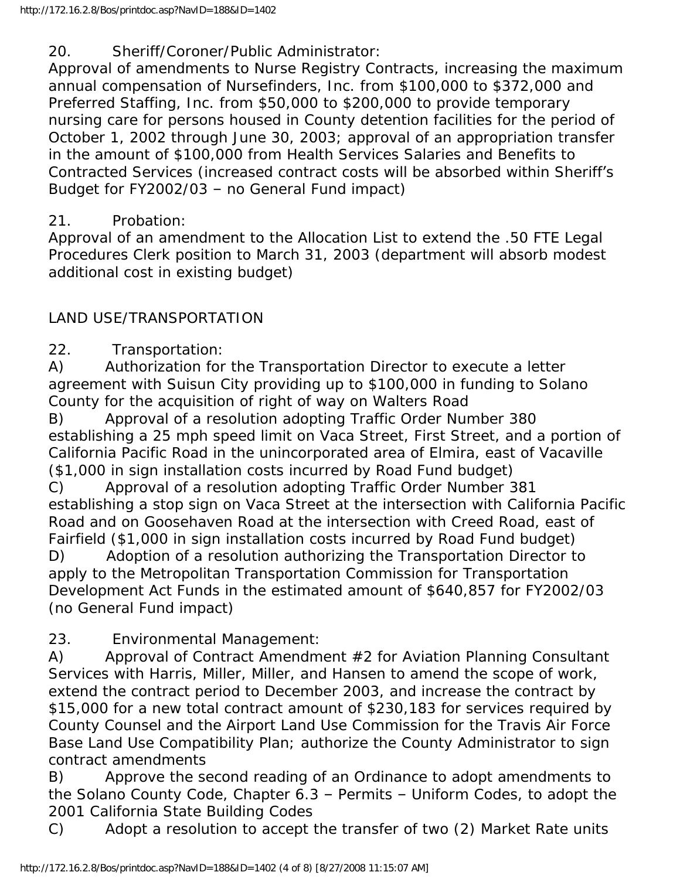20. Sheriff/Coroner/Public Administrator:
Approval of amendments to Nurse Registry Contracts, increasing the maximum annual compensation of Nursefinders, Inc. from $100,000 to $372,000 and Preferred Staffing, Inc. from $50,000 to $200,000 to provide temporary nursing care for persons housed in County detention facilities for the period of October 1, 2002 through June 30, 2003; approval of an appropriation transfer in the amount of $100,000 from Health Services Salaries and Benefits to Contracted Services (increased contract costs will be absorbed within Sheriff's Budget for FY2002/03 – no General Fund impact)

21. Probation:
Approval of an amendment to the Allocation List to extend the .50 FTE Legal Procedures Clerk position to March 31, 2003 (department will absorb modest additional cost in existing budget)

LAND USE/TRANSPORTATION

22. Transportation:
A) Authorization for the Transportation Director to execute a letter agreement with Suisun City providing up to $100,000 in funding to Solano County for the acquisition of right of way on Walters Road
B) Approval of a resolution adopting Traffic Order Number 380 establishing a 25 mph speed limit on Vaca Street, First Street, and a portion of California Pacific Road in the unincorporated area of Elmira, east of Vacaville ($1,000 in sign installation costs incurred by Road Fund budget)
C) Approval of a resolution adopting Traffic Order Number 381 establishing a stop sign on Vaca Street at the intersection with California Pacific Road and on Goosehaven Road at the intersection with Creed Road, east of Fairfield ($1,000 in sign installation costs incurred by Road Fund budget)
D) Adoption of a resolution authorizing the Transportation Director to apply to the Metropolitan Transportation Commission for Transportation Development Act Funds in the estimated amount of $640,857 for FY2002/03 (no General Fund impact)

23. Environmental Management:
A) Approval of Contract Amendment #2 for Aviation Planning Consultant Services with Harris, Miller, Miller, and Hansen to amend the scope of work, extend the contract period to December 2003, and increase the contract by $15,000 for a new total contract amount of $230,183 for services required by County Counsel and the Airport Land Use Commission for the Travis Air Force Base Land Use Compatibility Plan; authorize the County Administrator to sign contract amendments
B) Approve the second reading of an Ordinance to adopt amendments to the Solano County Code, Chapter 6.3 – Permits – Uniform Codes, to adopt the 2001 California State Building Codes
C) Adopt a resolution to accept the transfer of two (2) Market Rate units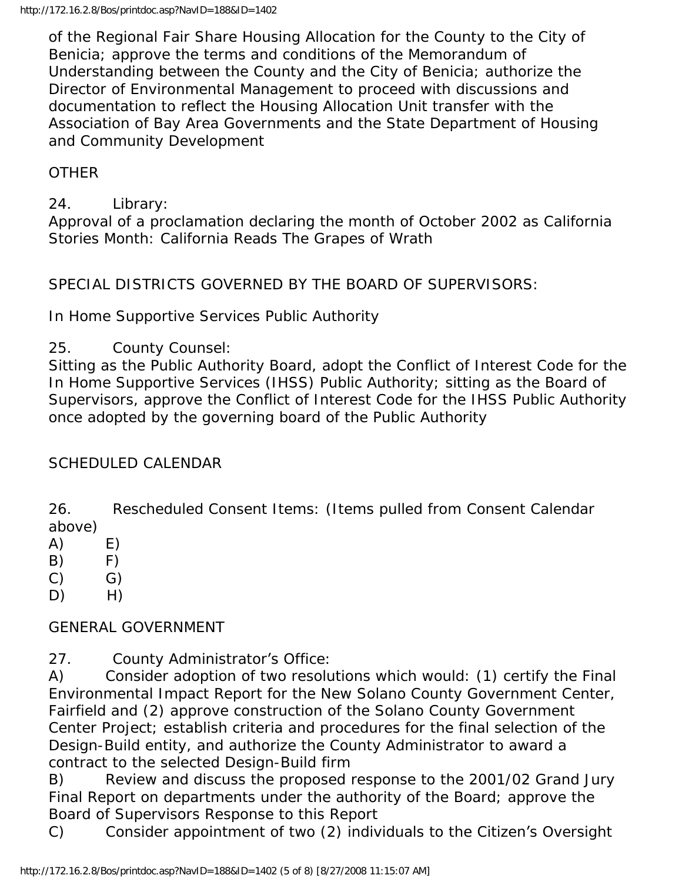of the Regional Fair Share Housing Allocation for the County to the City of Benicia; approve the terms and conditions of the Memorandum of Understanding between the County and the City of Benicia; authorize the Director of Environmental Management to proceed with discussions and documentation to reflect the Housing Allocation Unit transfer with the Association of Bay Area Governments and the State Department of Housing and Community Development

OTHER

24. Library:
Approval of a proclamation declaring the month of October 2002 as California Stories Month: California Reads The Grapes of Wrath

SPECIAL DISTRICTS GOVERNED BY THE BOARD OF SUPERVISORS:

In Home Supportive Services Public Authority

25. County Counsel:
Sitting as the Public Authority Board, adopt the Conflict of Interest Code for the In Home Supportive Services (IHSS) Public Authority; sitting as the Board of Supervisors, approve the Conflict of Interest Code for the IHSS Public Authority once adopted by the governing board of the Public Authority

SCHEDULED CALENDAR

26. Rescheduled Consent Items: (Items pulled from Consent Calendar above)
A) E)
B) F)
C) G)
D) H)

GENERAL GOVERNMENT

27. County Administrator's Office:
A) Consider adoption of two resolutions which would: (1) certify the Final Environmental Impact Report for the New Solano County Government Center, Fairfield and (2) approve construction of the Solano County Government Center Project; establish criteria and procedures for the final selection of the Design-Build entity, and authorize the County Administrator to award a contract to the selected Design-Build firm
B) Review and discuss the proposed response to the 2001/02 Grand Jury Final Report on departments under the authority of the Board; approve the Board of Supervisors Response to this Report
C) Consider appointment of two (2) individuals to the Citizen's Oversight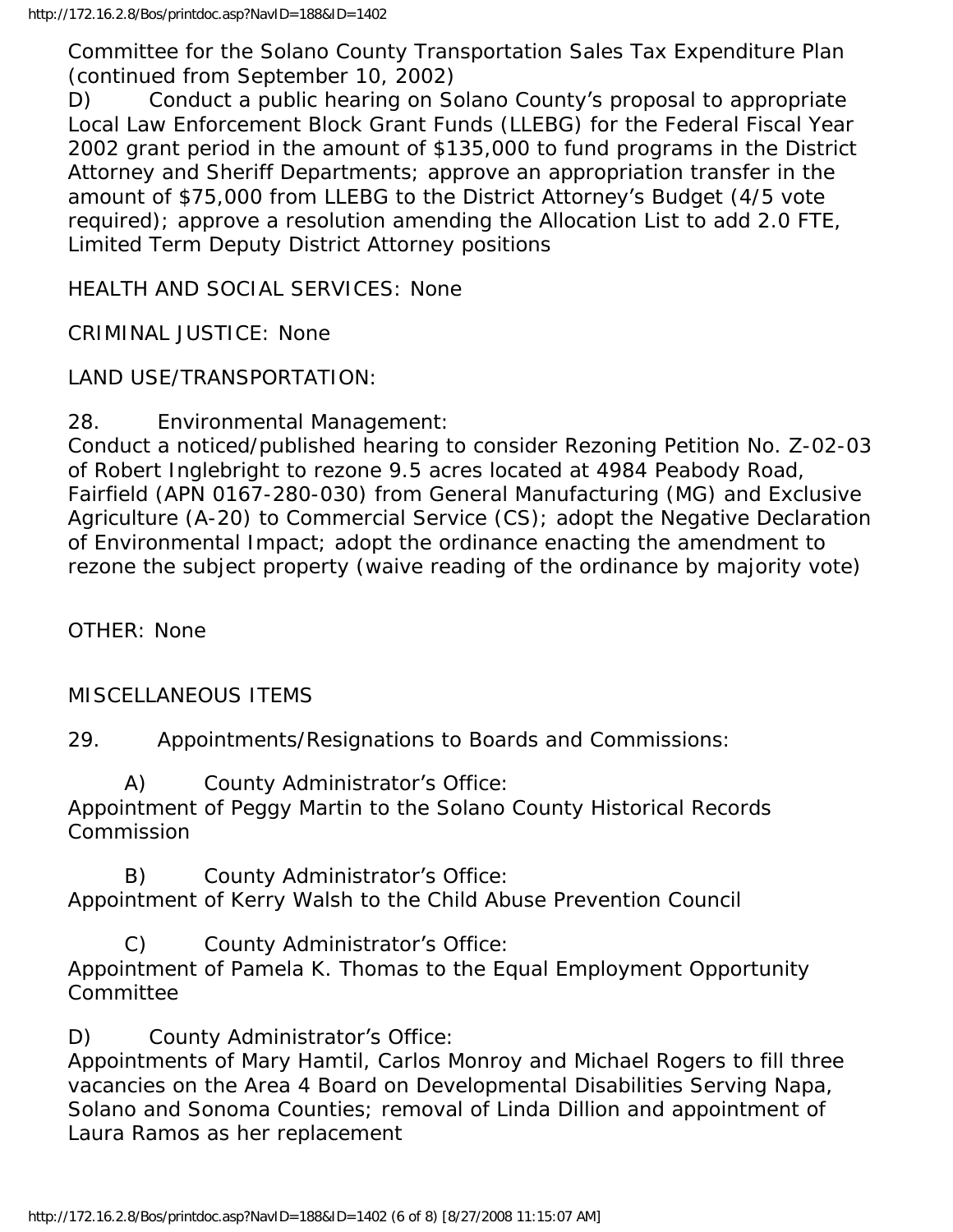Committee for the Solano County Transportation Sales Tax Expenditure Plan (continued from September 10, 2002)

D) Conduct a public hearing on Solano County's proposal to appropriate Local Law Enforcement Block Grant Funds (LLEBG) for the Federal Fiscal Year 2002 grant period in the amount of $135,000 to fund programs in the District Attorney and Sheriff Departments; approve an appropriation transfer in the amount of $75,000 from LLEBG to the District Attorney's Budget (4/5 vote required); approve a resolution amending the Allocation List to add 2.0 FTE, Limited Term Deputy District Attorney positions

HEALTH AND SOCIAL SERVICES: None

CRIMINAL JUSTICE: None

LAND USE/TRANSPORTATION:

28. Environmental Management:
Conduct a noticed/published hearing to consider Rezoning Petition No. Z-02-03 of Robert Inglebright to rezone 9.5 acres located at 4984 Peabody Road, Fairfield (APN 0167-280-030) from General Manufacturing (MG) and Exclusive Agriculture (A-20) to Commercial Service (CS); adopt the Negative Declaration of Environmental Impact; adopt the ordinance enacting the amendment to rezone the subject property (waive reading of the ordinance by majority vote)

OTHER: None

MISCELLANEOUS ITEMS

29. Appointments/Resignations to Boards and Commissions:

A) County Administrator's Office:
Appointment of Peggy Martin to the Solano County Historical Records Commission

B) County Administrator's Office:
Appointment of Kerry Walsh to the Child Abuse Prevention Council

C) County Administrator's Office:
Appointment of Pamela K. Thomas to the Equal Employment Opportunity Committee

D) County Administrator's Office:
Appointments of Mary Hamtil, Carlos Monroy and Michael Rogers to fill three vacancies on the Area 4 Board on Developmental Disabilities Serving Napa, Solano and Sonoma Counties; removal of Linda Dillion and appointment of Laura Ramos as her replacement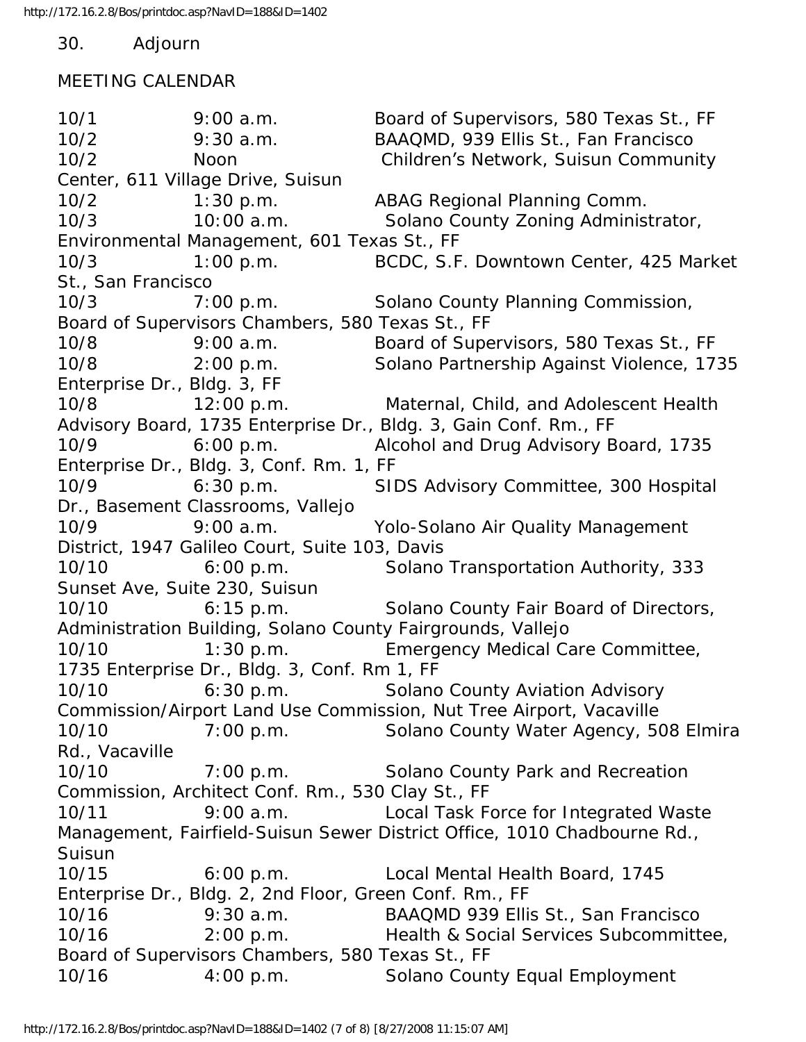30. Adjourn

MEETING CALENDAR

| Date | Time | Meeting |
| --- | --- | --- |
| 10/1 | 9:00 a.m. | Board of Supervisors, 580 Texas St., FF |
| 10/2 | 9:30 a.m. | BAAQMD, 939 Ellis St., Fan Francisco |
| 10/2 | Noon | Children's Network, Suisun Community Center, 611 Village Drive, Suisun |
| 10/2 | 1:30 p.m. | ABAG Regional Planning Comm. |
| 10/3 | 10:00 a.m. | Solano County Zoning Administrator, Environmental Management, 601 Texas St., FF |
| 10/3 | 1:00 p.m. | BCDC, S.F. Downtown Center, 425 Market St., San Francisco |
| 10/3 | 7:00 p.m. | Solano County Planning Commission, Board of Supervisors Chambers, 580 Texas St., FF |
| 10/8 | 9:00 a.m. | Board of Supervisors, 580 Texas St., FF |
| 10/8 | 2:00 p.m. | Solano Partnership Against Violence, 1735 Enterprise Dr., Bldg. 3, FF |
| 10/8 | 12:00 p.m. | Maternal, Child, and Adolescent Health Advisory Board, 1735 Enterprise Dr., Bldg. 3, Gain Conf. Rm., FF |
| 10/9 | 6:00 p.m. | Alcohol and Drug Advisory Board, 1735 Enterprise Dr., Bldg. 3, Conf. Rm. 1, FF |
| 10/9 | 6:30 p.m. | SIDS Advisory Committee, 300 Hospital Dr., Basement Classrooms, Vallejo |
| 10/9 | 9:00 a.m. | Yolo-Solano Air Quality Management District, 1947 Galileo Court, Suite 103, Davis |
| 10/10 | 6:00 p.m. | Solano Transportation Authority, 333 Sunset Ave, Suite 230, Suisun |
| 10/10 | 6:15 p.m. | Solano County Fair Board of Directors, Administration Building, Solano County Fairgrounds, Vallejo |
| 10/10 | 1:30 p.m. | Emergency Medical Care Committee, 1735 Enterprise Dr., Bldg. 3, Conf. Rm 1, FF |
| 10/10 | 6:30 p.m. | Solano County Aviation Advisory Commission/Airport Land Use Commission, Nut Tree Airport, Vacaville |
| 10/10 | 7:00 p.m. | Solano County Water Agency, 508 Elmira Rd., Vacaville |
| 10/10 | 7:00 p.m. | Solano County Park and Recreation Commission, Architect Conf. Rm., 530 Clay St., FF |
| 10/11 | 9:00 a.m. | Local Task Force for Integrated Waste Management, Fairfield-Suisun Sewer District Office, 1010 Chadbourne Rd., Suisun |
| 10/15 | 6:00 p.m. | Local Mental Health Board, 1745 Enterprise Dr., Bldg. 2, 2nd Floor, Green Conf. Rm., FF |
| 10/16 | 9:30 a.m. | BAAQMD 939 Ellis St., San Francisco |
| 10/16 | 2:00 p.m. | Health & Social Services Subcommittee, Board of Supervisors Chambers, 580 Texas St., FF |
| 10/16 | 4:00 p.m. | Solano County Equal Employment |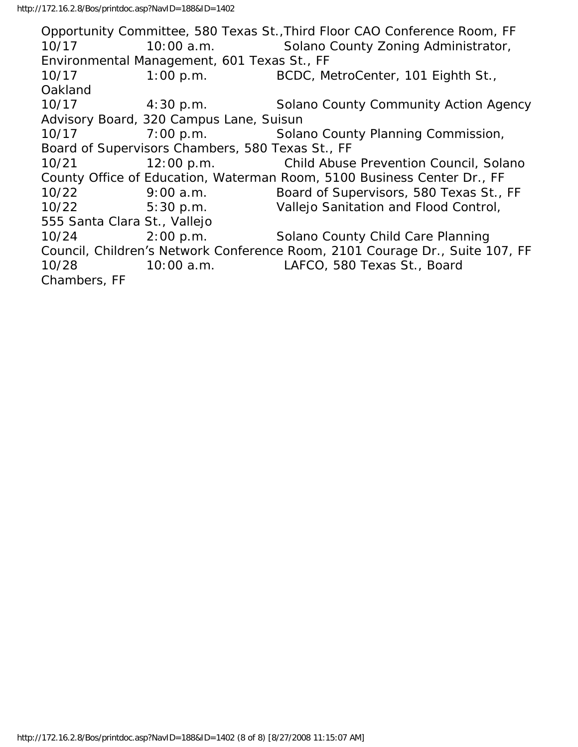Opportunity Committee, 580 Texas St.,Third Floor CAO Conference Room, FF

10/17 10:00 a.m. Solano County Zoning Administrator, Environmental Management, 601 Texas St., FF

10/17 1:00 p.m. BCDC, MetroCenter, 101 Eighth St., Oakland

10/17 4:30 p.m. Solano County Community Action Agency Advisory Board, 320 Campus Lane, Suisun

10/17 7:00 p.m. Solano County Planning Commission, Board of Supervisors Chambers, 580 Texas St., FF

10/21 12:00 p.m. Child Abuse Prevention Council, Solano County Office of Education, Waterman Room, 5100 Business Center Dr., FF

10/22 9:00 a.m. Board of Supervisors, 580 Texas St., FF

10/22 5:30 p.m. Vallejo Sanitation and Flood Control, 555 Santa Clara St., Vallejo

10/24 2:00 p.m. Solano County Child Care Planning Council, Children's Network Conference Room, 2101 Courage Dr., Suite 107, FF

10/28 10:00 a.m. LAFCO, 580 Texas St., Board Chambers, FF